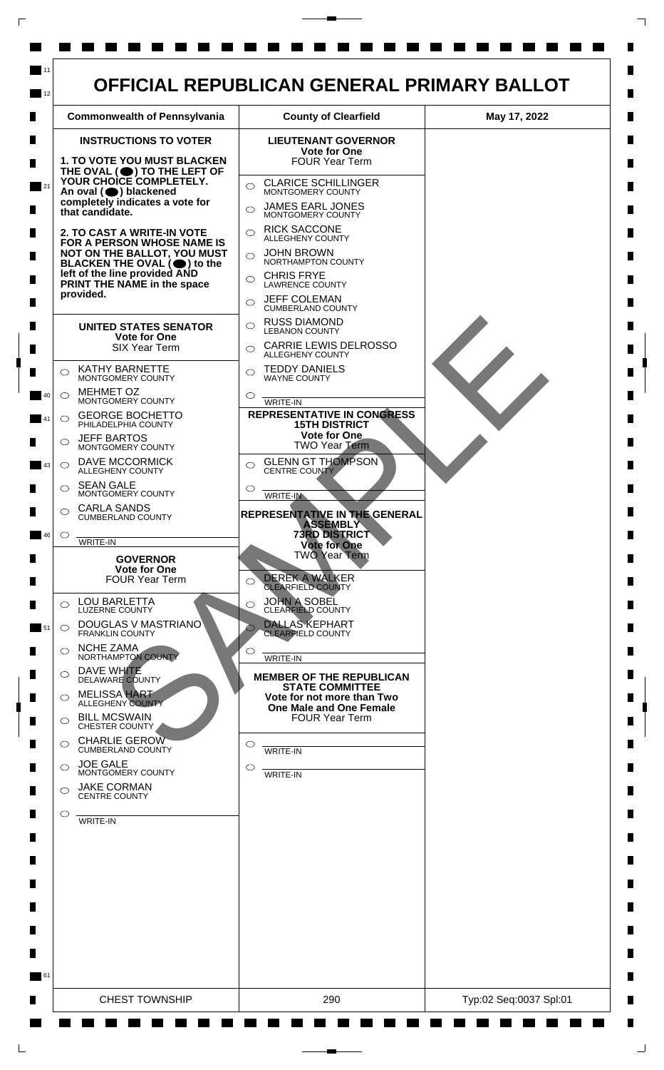# OFFICIAL REPUBLICAN GENERAL PRIMARY BALLOT

| Commonwealth of Pennsylvania | County of Clearfield | May 17, 2022 |
|---|---|---|

## INSTRUCTIONS TO VOTER

**1. TO VOTE YOU MUST BLACKEN THE OVAL (●) TO THE LEFT OF YOUR CHOICE COMPLETELY. An oval (●) blackened completely indicates a vote for that candidate.**

**2. TO CAST A WRITE-IN VOTE FOR A PERSON WHOSE NAME IS NOT ON THE BALLOT, YOU MUST BLACKEN THE OVAL (●) to the left of the line provided AND PRINT THE NAME in the space provided.**

### UNITED STATES SENATOR
**Vote for One**
SIX Year Term

- ○ KATHY BARNETTE — MONTGOMERY COUNTY
- ○ MEHMET OZ — MONTGOMERY COUNTY
- ○ GEORGE BOCHETTO — PHILADELPHIA COUNTY
- ○ JEFF BARTOS — MONTGOMERY COUNTY
- ○ DAVE MCCORMICK — ALLEGHENY COUNTY
- ○ SEAN GALE — MONTGOMERY COUNTY
- ○ CARLA SANDS — CUMBERLAND COUNTY
- ○ ________ WRITE-IN

### GOVERNOR
**Vote for One**
FOUR Year Term

- ○ LOU BARLETTA — LUZERNE COUNTY
- ○ DOUGLAS V MASTRIANO — FRANKLIN COUNTY
- ○ NCHE ZAMA — NORTHAMPTON COUNTY
- ○ DAVE WHITE — DELAWARE COUNTY
- ○ MELISSA HART — ALLEGHENY COUNTY
- ○ BILL MCSWAIN — CHESTER COUNTY
- ○ CHARLIE GEROW — CUMBERLAND COUNTY
- ○ JOE GALE — MONTGOMERY COUNTY
- ○ JAKE CORMAN — CENTRE COUNTY
- ○ ________ WRITE-IN

### LIEUTENANT GOVERNOR
**Vote for One**
FOUR Year Term

- ○ CLARICE SCHILLINGER — MONTGOMERY COUNTY
- ○ JAMES EARL JONES — MONTGOMERY COUNTY
- ○ RICK SACCONE — ALLEGHENY COUNTY
- ○ JOHN BROWN — NORTHAMPTON COUNTY
- ○ CHRIS FRYE — LAWRENCE COUNTY
- ○ JEFF COLEMAN — CUMBERLAND COUNTY
- ○ RUSS DIAMOND — LEBANON COUNTY
- ○ CARRIE LEWIS DELROSSO — ALLEGHENY COUNTY
- ○ TEDDY DANIELS — WAYNE COUNTY
- ○ ________ WRITE-IN

### REPRESENTATIVE IN CONGRESS
**15TH DISTRICT**
**Vote for One**
TWO Year Term

- ○ GLENN GT THOMPSON — CENTRE COUNTY
- ○ ________ WRITE-IN

### REPRESENTATIVE IN THE GENERAL ASSEMBLY
**73RD DISTRICT**
**Vote for One**
TWO Year Term

- ○ DEREK A WALKER — CLEARFIELD COUNTY
- ○ JOHN A SOBEL — CLEARFIELD COUNTY
- ○ DALLAS KEPHART — CLEARFIELD COUNTY
- ○ ________ WRITE-IN

### MEMBER OF THE REPUBLICAN STATE COMMITTEE
**Vote for not more than Two**
**One Male and One Female**
FOUR Year Term

- ○ ________ WRITE-IN
- ○ ________ WRITE-IN

SAMPLE

| CHEST TOWNSHIP | 290 | Typ:02 Seq:0037 Spl:01 |
|---|---|---|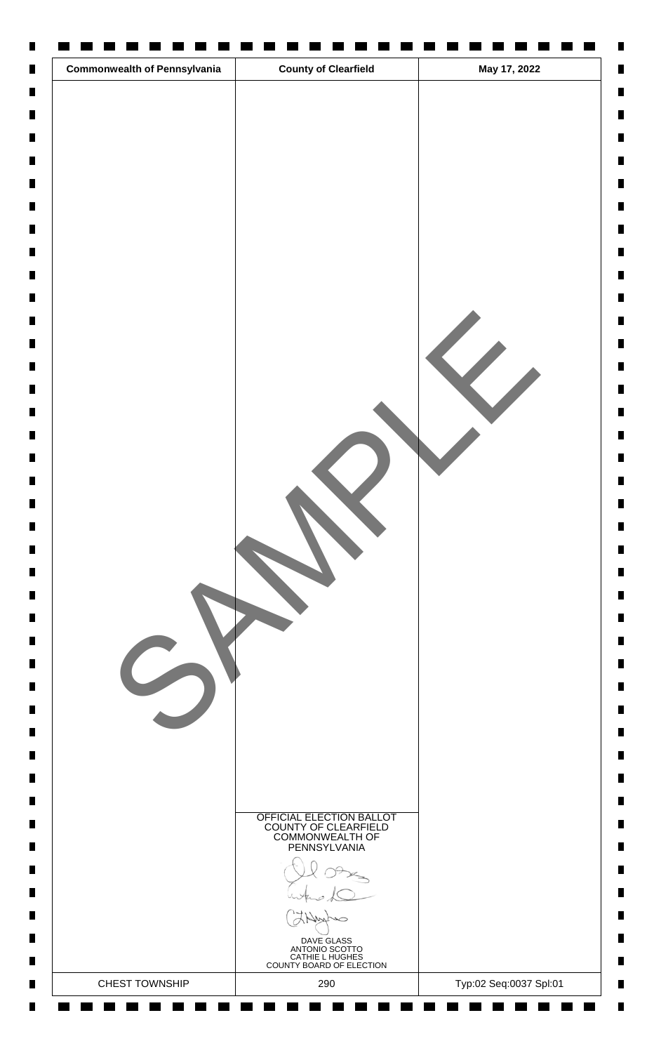| Commonwealth of Pennsylvania | County of Clearfield | May 17, 2022 |
| --- | --- | --- |
| | OFFICIAL ELECTION BALLOT<br>COUNTY OF CLEARFIELD<br>COMMONWEALTH OF PENNSYLVANIA<br>DAVE GLASS<br>ANTONIO SCOTTO<br>CATHIE L HUGHES<br>COUNTY BOARD OF ELECTION | |
| CHEST TOWNSHIP | 290 | Typ:02 Seq:0037 Spl:01 |

SAMPLE